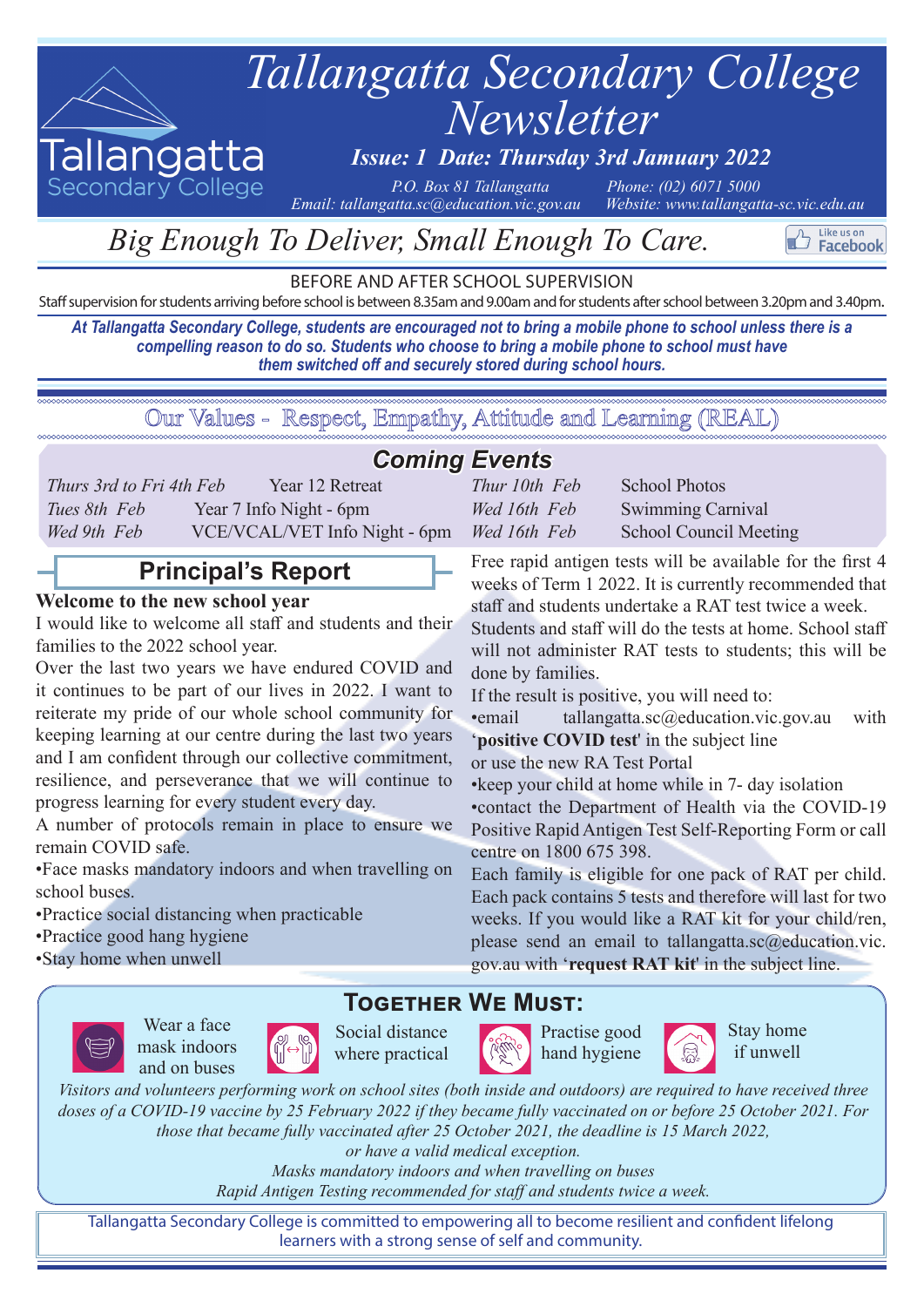# Tallangatta Secondary College Newsletter

***Issue: 1 Date: Thursday 3rd Jamuary 2022***

*P.O. Box 81 Tallangatta* *Phone: (02) 6071 5000*
*Email: tallangatta.sc@education.vic.gov.au* *Website: www.tallangatta-sc.vic.edu.au*

## *Big Enough To Deliver, Small Enough To Care.*

Like us on Facebook

BEFORE AND AFTER SCHOOL SUPERVISION

Staff supervision for students arriving before school is between 8.35am and 9.00am and for students after school between 3.20pm and 3.40pm.

***At Tallangatta Secondary College, students are encouraged not to bring a mobile phone to school unless there is a compelling reason to do so. Students who choose to bring a mobile phone to school must have them switched off and securely stored during school hours.***

Our Values - Respect, Empathy, Attitude and Learning (REAL)

## *Coming Events*

| | |
|---|---|
| *Thurs 3rd to Fri 4th Feb* | Year 12 Retreat |
| *Tues 8th Feb* | Year 7 Info Night - 6pm |
| *Wed 9th Feb* | VCE/VCAL/VET Info Night - 6pm |
| *Thur 10th Feb* | School Photos |
| *Wed 16th Feb* | Swimming Carnival |
| *Wed 16th Feb* | School Council Meeting |

## Principal's Report

**Welcome to the new school year**

I would like to welcome all staff and students and their families to the 2022 school year.

Over the last two years we have endured COVID and it continues to be part of our lives in 2022. I want to reiterate my pride of our whole school community for keeping learning at our centre during the last two years and I am confident through our collective commitment, resilience, and perseverance that we will continue to progress learning for every student every day.

A number of protocols remain in place to ensure we remain COVID safe.

- Face masks mandatory indoors and when travelling on school buses.
- Practice social distancing when practicable
- Practice good hang hygiene
- Stay home when unwell

Free rapid antigen tests will be available for the first 4 weeks of Term 1 2022. It is currently recommended that staff and students undertake a RAT test twice a week.

Students and staff will do the tests at home. School staff will not administer RAT tests to students; this will be done by families.

If the result is positive, you will need to:

- email tallangatta.sc@education.vic.gov.au with '**positive COVID test**' in the subject line
  or use the new RA Test Portal
- keep your child at home while in 7- day isolation
- contact the Department of Health via the COVID-19 Positive Rapid Antigen Test Self-Reporting Form or call centre on 1800 675 398.

Each family is eligible for one pack of RAT per child. Each pack contains 5 tests and therefore will last for two weeks. If you would like a RAT kit for your child/ren, please send an email to tallangatta.sc@education.vic.gov.au with '**request RAT kit**' in the subject line.

## Together We Must:

- Wear a face mask indoors and on buses
- Social distance where practical
- Practise good hand hygiene
- Stay home if unwell

*Visitors and volunteers performing work on school sites (both inside and outdoors) are required to have received three doses of a COVID-19 vaccine by 25 February 2022 if they became fully vaccinated on or before 25 October 2021. For those that became fully vaccinated after 25 October 2021, the deadline is 15 March 2022, or have a valid medical exception.*

*Masks mandatory indoors and when travelling on buses*

*Rapid Antigen Testing recommended for staff and students twice a week.*

Tallangatta Secondary College is committed to empowering all to become resilient and confident lifelong learners with a strong sense of self and community.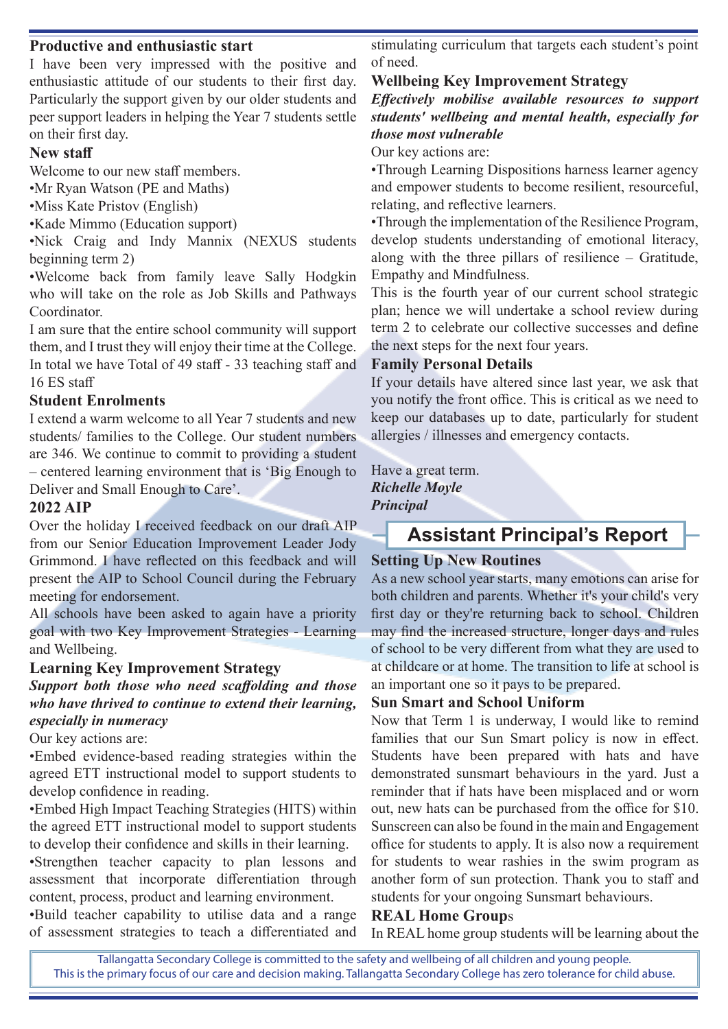### Productive and enthusiastic start

I have been very impressed with the positive and enthusiastic attitude of our students to their first day. Particularly the support given by our older students and peer support leaders in helping the Year 7 students settle on their first day.

### New staff

Welcome to our new staff members.

•Mr Ryan Watson (PE and Maths)

•Miss Kate Pristov (English)

•Kade Mimmo (Education support)

•Nick Craig and Indy Mannix (NEXUS students beginning term 2)

•Welcome back from family leave Sally Hodgkin who will take on the role as Job Skills and Pathways Coordinator.

I am sure that the entire school community will support them, and I trust they will enjoy their time at the College. In total we have Total of 49 staff - 33 teaching staff and 16 ES staff

### Student Enrolments

I extend a warm welcome to all Year 7 students and new students/ families to the College. Our student numbers are 346. We continue to commit to providing a student – centered learning environment that is 'Big Enough to Deliver and Small Enough to Care'.

### 2022 AIP

Over the holiday I received feedback on our draft AIP from our Senior Education Improvement Leader Jody Grimmond. I have reflected on this feedback and will present the AIP to School Council during the February meeting for endorsement.

All schools have been asked to again have a priority goal with two Key Improvement Strategies - Learning and Wellbeing.

### Learning Key Improvement Strategy

***Support both those who need scaffolding and those who have thrived to continue to extend their learning, especially in numeracy***

Our key actions are:

•Embed evidence-based reading strategies within the agreed ETT instructional model to support students to develop confidence in reading.

•Embed High Impact Teaching Strategies (HITS) within the agreed ETT instructional model to support students to develop their confidence and skills in their learning.

•Strengthen teacher capacity to plan lessons and assessment that incorporate differentiation through content, process, product and learning environment.

•Build teacher capability to utilise data and a range of assessment strategies to teach a differentiated and stimulating curriculum that targets each student's point of need.

### Wellbeing Key Improvement Strategy

***Effectively mobilise available resources to support students' wellbeing and mental health, especially for those most vulnerable***

Our key actions are:

•Through Learning Dispositions harness learner agency and empower students to become resilient, resourceful, relating, and reflective learners.

•Through the implementation of the Resilience Program, develop students understanding of emotional literacy, along with the three pillars of resilience – Gratitude, Empathy and Mindfulness.

This is the fourth year of our current school strategic plan; hence we will undertake a school review during term 2 to celebrate our collective successes and define the next steps for the next four years.

### Family Personal Details

If your details have altered since last year, we ask that you notify the front office. This is critical as we need to keep our databases up to date, particularly for student allergies / illnesses and emergency contacts.

Have a great term.

***Richelle Moyle***

***Principal***

## Assistant Principal's Report

### Setting Up New Routines

As a new school year starts, many emotions can arise for both children and parents. Whether it's your child's very first day or they're returning back to school. Children may find the increased structure, longer days and rules of school to be very different from what they are used to at childcare or at home. The transition to life at school is an important one so it pays to be prepared.

### Sun Smart and School Uniform

Now that Term 1 is underway, I would like to remind families that our Sun Smart policy is now in effect. Students have been prepared with hats and have demonstrated sunsmart behaviours in the yard. Just a reminder that if hats have been misplaced and or worn out, new hats can be purchased from the office for $10. Sunscreen can also be found in the main and Engagement office for students to apply. It is also now a requirement for students to wear rashies in the swim program as another form of sun protection. Thank you to staff and students for your ongoing Sunsmart behaviours.

### REAL Home Groups

In REAL home group students will be learning about the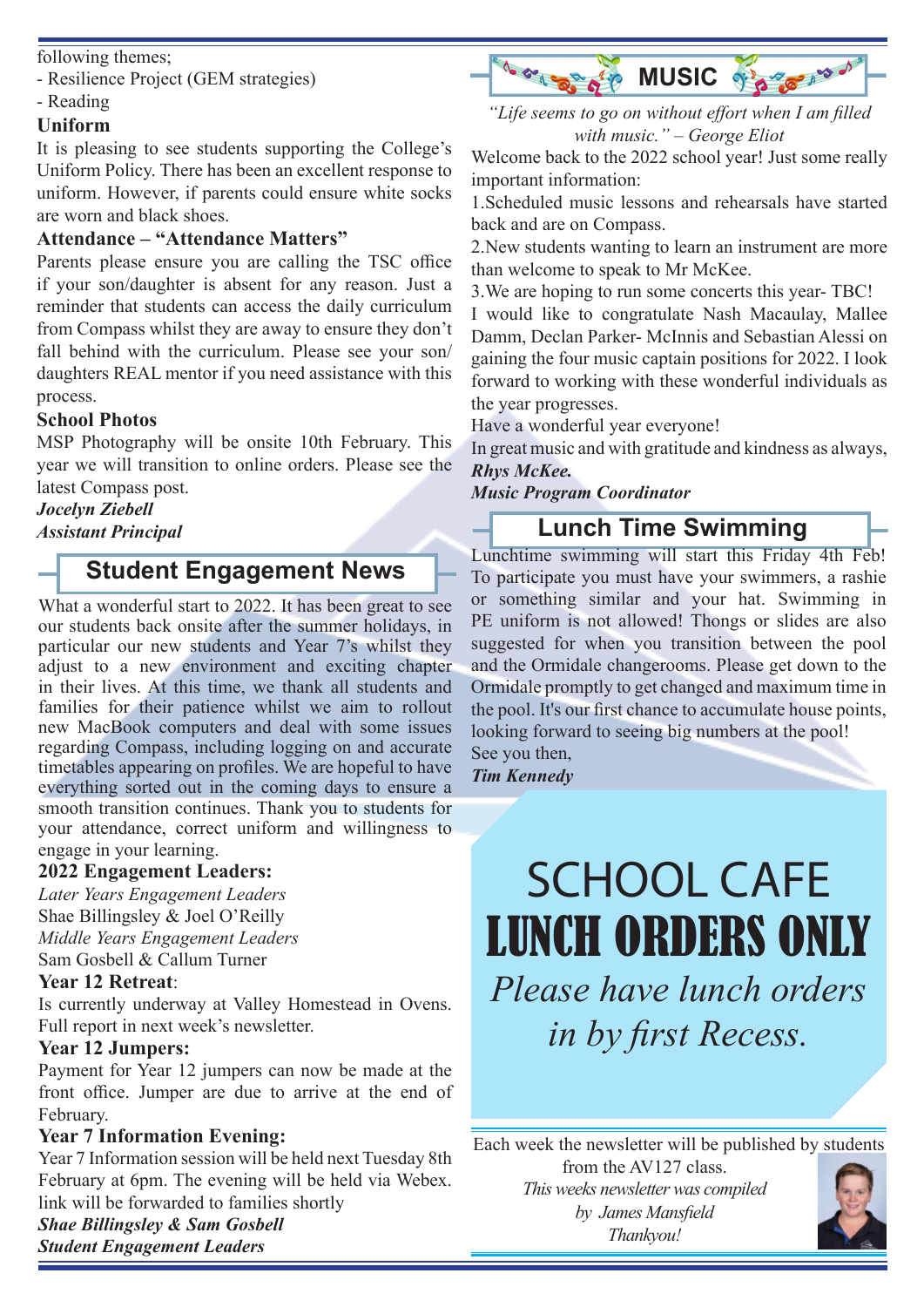following themes;

- Resilience Project (GEM strategies)
- Reading

**Uniform**

It is pleasing to see students supporting the College's Uniform Policy. There has been an excellent response to uniform. However, if parents could ensure white socks are worn and black shoes.

**Attendance – "Attendance Matters"**

Parents please ensure you are calling the TSC office if your son/daughter is absent for any reason. Just a reminder that students can access the daily curriculum from Compass whilst they are away to ensure they don't fall behind with the curriculum. Please see your son/daughters REAL mentor if you need assistance with this process.

**School Photos**

MSP Photography will be onsite 10th February. This year we will transition to online orders. Please see the latest Compass post.

***Jocelyn Ziebell***
***Assistant Principal***

## Student Engagement News

What a wonderful start to 2022. It has been great to see our students back onsite after the summer holidays, in particular our new students and Year 7's whilst they adjust to a new environment and exciting chapter in their lives. At this time, we thank all students and families for their patience whilst we aim to rollout new MacBook computers and deal with some issues regarding Compass, including logging on and accurate timetables appearing on profiles. We are hopeful to have everything sorted out in the coming days to ensure a smooth transition continues. Thank you to students for your attendance, correct uniform and willingness to engage in your learning.

**2022 Engagement Leaders:**

*Later Years Engagement Leaders*
Shae Billingsley & Joel O'Reilly
*Middle Years Engagement Leaders*
Sam Gosbell & Callum Turner

**Year 12 Retreat**:

Is currently underway at Valley Homestead in Ovens. Full report in next week's newsletter.

**Year 12 Jumpers:**

Payment for Year 12 jumpers can now be made at the front office. Jumper are due to arrive at the end of February.

**Year 7 Information Evening:**

Year 7 Information session will be held next Tuesday 8th February at 6pm. The evening will be held via Webex. link will be forwarded to families shortly

***Shae Billingsley & Sam Gosbell***
***Student Engagement Leaders***

## MUSIC

*"Life seems to go on without effort when I am filled with music." – George Eliot*

Welcome back to the 2022 school year! Just some really important information:

1.Scheduled music lessons and rehearsals have started back and are on Compass.

2.New students wanting to learn an instrument are more than welcome to speak to Mr McKee.

3.We are hoping to run some concerts this year- TBC!

I would like to congratulate Nash Macaulay, Mallee Damm, Declan Parker- McInnis and Sebastian Alessi on gaining the four music captain positions for 2022. I look forward to working with these wonderful individuals as the year progresses.

Have a wonderful year everyone!

In great music and with gratitude and kindness as always,

***Rhys McKee.***
***Music Program Coordinator***

## Lunch Time Swimming

Lunchtime swimming will start this Friday 4th Feb! To participate you must have your swimmers, a rashie or something similar and your hat. Swimming in PE uniform is not allowed! Thongs or slides are also suggested for when you transition between the pool and the Ormidale changerooms. Please get down to the Ormidale promptly to get changed and maximum time in the pool. It's our first chance to accumulate house points, looking forward to seeing big numbers at the pool!

See you then,

***Tim Kennedy***

# SCHOOL CAFE
# LUNCH ORDERS ONLY

*Please have lunch orders in by first Recess.*

Each week the newsletter will be published by students from the AV127 class.

*This weeks newsletter was compiled by James Mansfield*

*Thankyou!*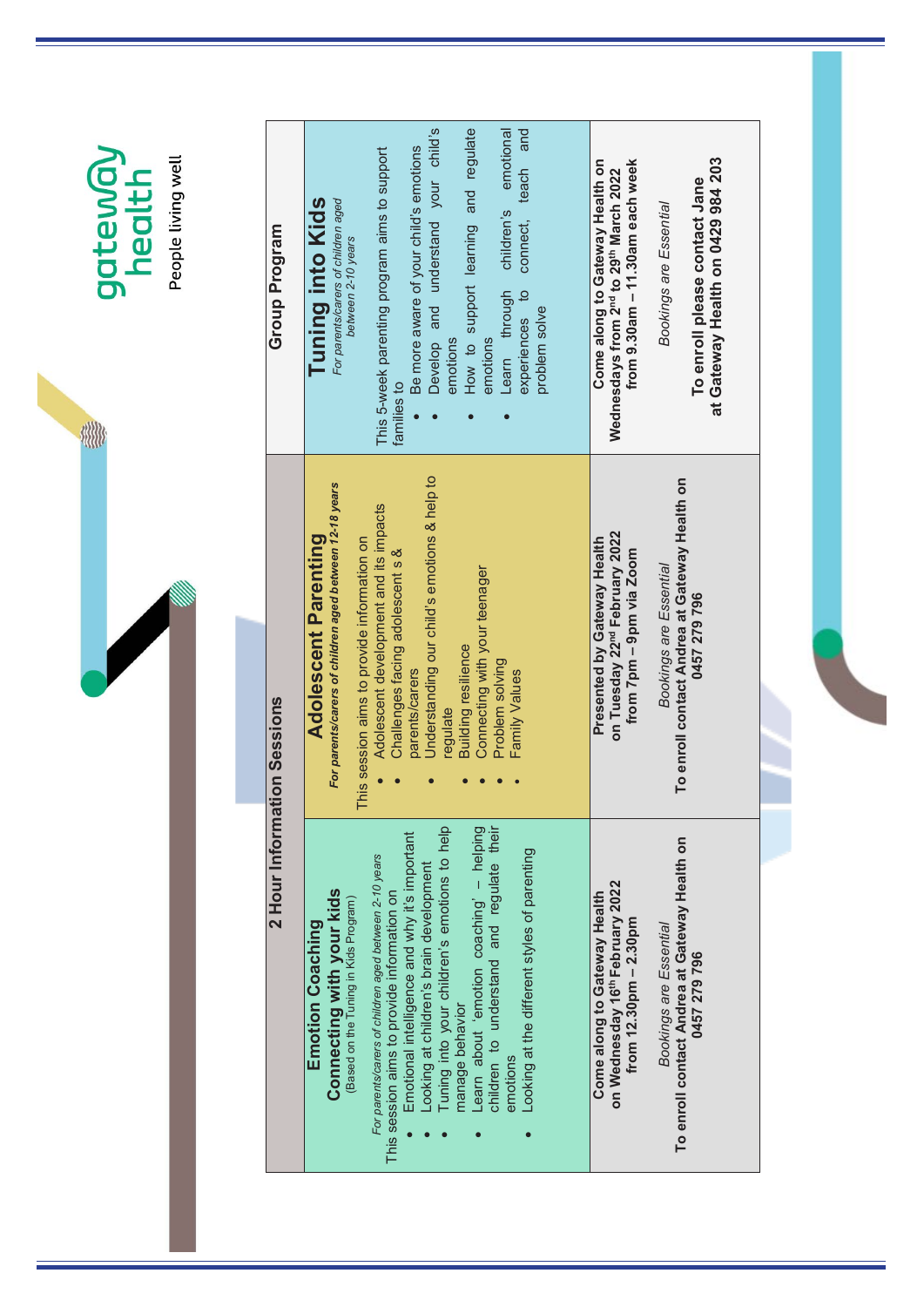gateway health

People living well

| 2 Hour Information Sessions | | Group Program |
| --- | --- | --- |
| **Emotion Coaching**<br>**Connecting with your kids**<br>(Based on the Tuning in Kids Program)<br>*For parents/carers of children aged between 2-10 years*<br>This session aims to provide information on<br>• Emotional intelligence and why it's important<br>• Looking at children's brain development<br>• Tuning into your children's emotions to help manage behavior<br>• Learn about 'emotion coaching' – helping children to understand and regulate their emotions<br>• Looking at the different styles of parenting | **Adolescent Parenting**<br>***For parents/carers of children aged between 12-18 years***<br>This session aims to provide information on<br>• Adolescent development and its impacts<br>• Challenges facing adolescent s & parents/carers<br>• Understanding our child's emotions & help to regulate<br>• Building resilience<br>• Connecting with your teenager<br>• Problem solving<br>• Family Values | **Tuning into Kids**<br>*For parents/carers of children aged between 2-10 years*<br>This 5-week parenting program aims to support families to<br>• Be more aware of your child's emotions<br>• Develop and understand your child's emotions<br>• How to support learning and regulate emotions<br>• Learn through children's emotional experiences to connect, teach and problem solve |
| **Come along to Gateway Health on Wednesday 16th February 2022 from 12.30pm – 2.30pm**<br>*Bookings are Essential*<br>**To enroll contact Andrea at Gateway Health on 0457 279 796** | **Presented by Gateway Health on Tuesday 22nd February 2022 from 7pm – 9pm via Zoom**<br>*Bookings are Essential*<br>**To enroll contact Andrea at Gateway Health on 0457 279 796** | **Come along to Gateway Health on Wednesdays from 2nd to 29th March 2022 from 9.30am – 11.30am each week**<br>*Bookings are Essential*<br>**To enroll please contact Jane at Gateway Health on 0429 984 203** |